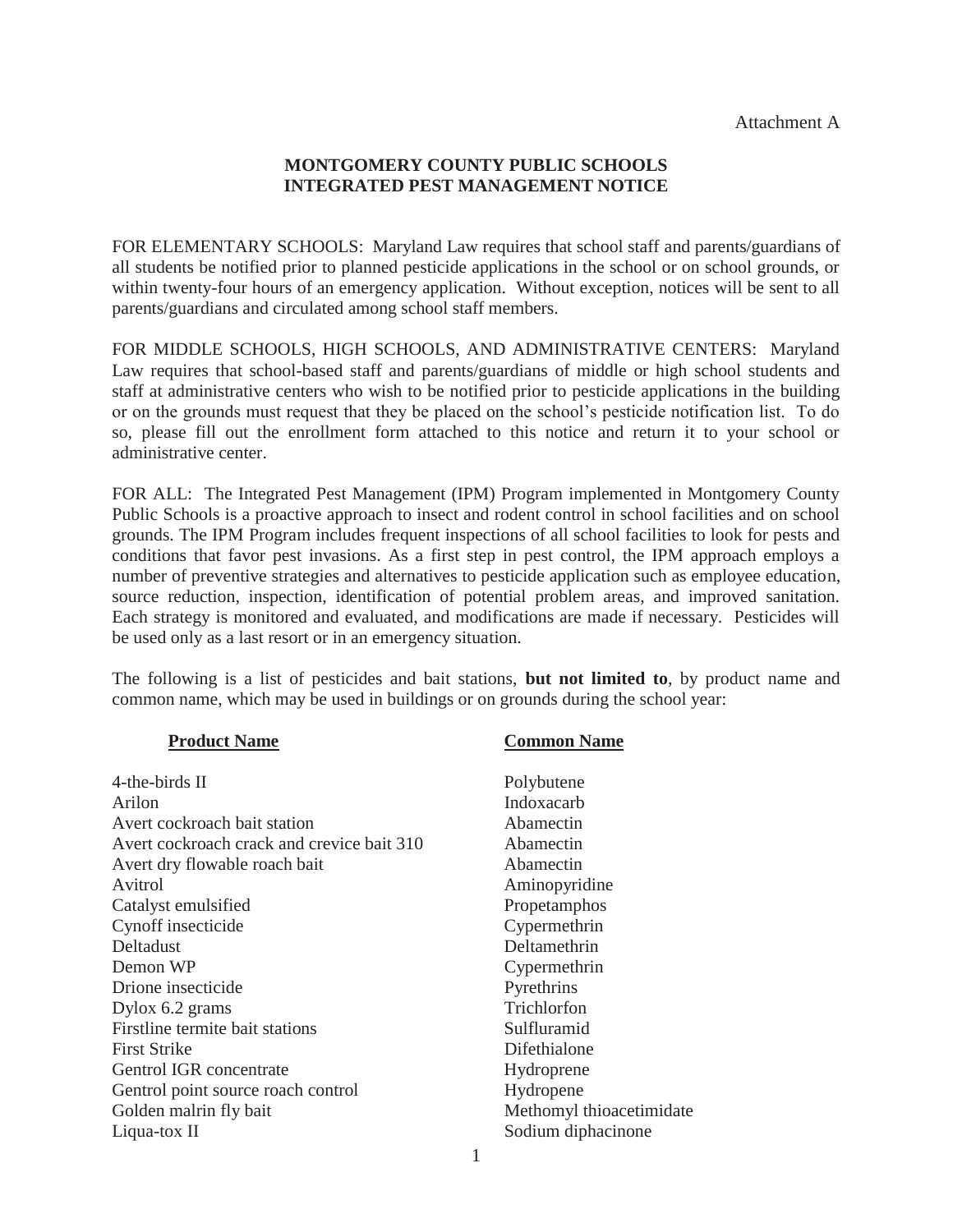Attachment A

# MONTGOMERY COUNTY PUBLIC SCHOOLS
# INTEGRATED PEST MANAGEMENT NOTICE

FOR ELEMENTARY SCHOOLS: Maryland Law requires that school staff and parents/guardians of all students be notified prior to planned pesticide applications in the school or on school grounds, or within twenty-four hours of an emergency application. Without exception, notices will be sent to all parents/guardians and circulated among school staff members.

FOR MIDDLE SCHOOLS, HIGH SCHOOLS, AND ADMINISTRATIVE CENTERS: Maryland Law requires that school-based staff and parents/guardians of middle or high school students and staff at administrative centers who wish to be notified prior to pesticide applications in the building or on the grounds must request that they be placed on the school's pesticide notification list. To do so, please fill out the enrollment form attached to this notice and return it to your school or administrative center.

FOR ALL: The Integrated Pest Management (IPM) Program implemented in Montgomery County Public Schools is a proactive approach to insect and rodent control in school facilities and on school grounds. The IPM Program includes frequent inspections of all school facilities to look for pests and conditions that favor pest invasions. As a first step in pest control, the IPM approach employs a number of preventive strategies and alternatives to pesticide application such as employee education, source reduction, inspection, identification of potential problem areas, and improved sanitation. Each strategy is monitored and evaluated, and modifications are made if necessary. Pesticides will be used only as a last resort or in an emergency situation.

The following is a list of pesticides and bait stations, **but not limited to**, by product name and common name, which may be used in buildings or on grounds during the school year:

| Product Name | Common Name |
|---|---|
| 4-the-birds II | Polybutene |
| Arilon | Indoxacarb |
| Avert cockroach bait station | Abamectin |
| Avert cockroach crack and crevice bait 310 | Abamectin |
| Avert dry flowable roach bait | Abamectin |
| Avitrol | Aminopyridine |
| Catalyst emulsified | Propetamphos |
| Cynoff insecticide | Cypermethrin |
| Deltadust | Deltamethrin |
| Demon WP | Cypermethrin |
| Drione insecticide | Pyrethrins |
| Dylox 6.2 grams | Trichlorfon |
| Firstline termite bait stations | Sulfluramid |
| First Strike | Difethialone |
| Gentrol IGR concentrate | Hydroprene |
| Gentrol point source roach control | Hydropene |
| Golden malrin fly bait | Methomyl thioacetimidate |
| Liqua-tox II | Sodium diphacinone |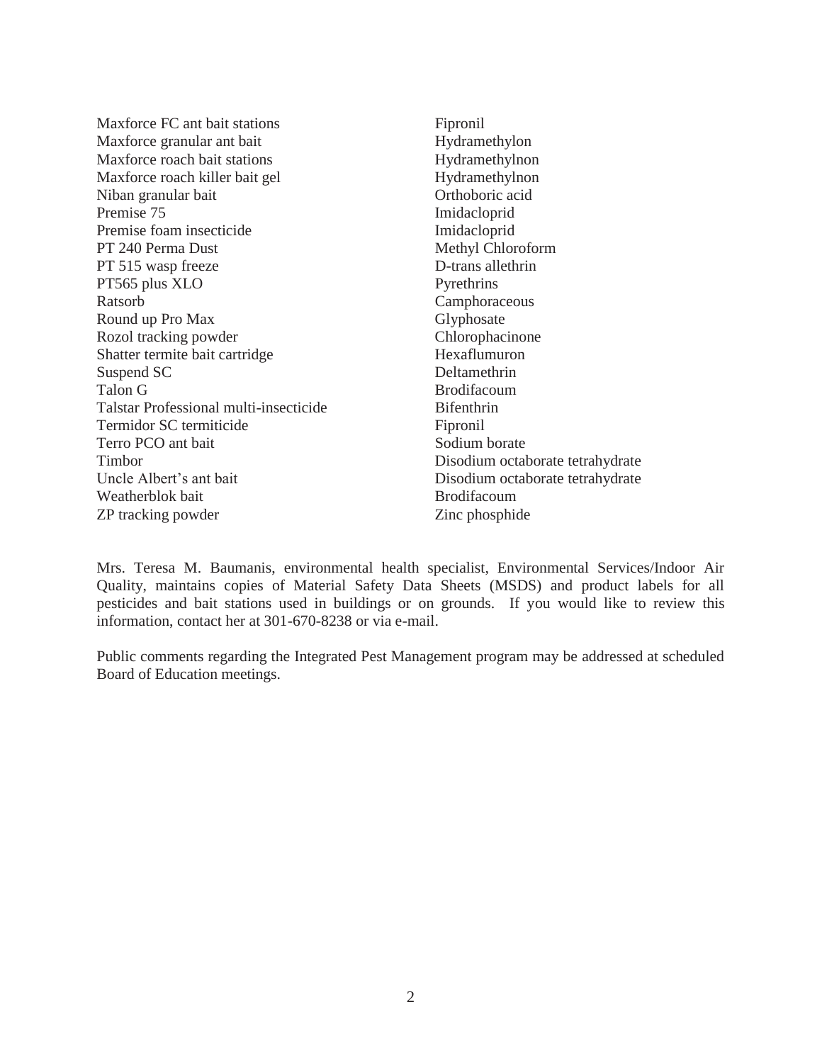| | |
|---|---|
| Maxforce FC ant bait stations | Fipronil |
| Maxforce granular ant bait | Hydramethylon |
| Maxforce roach bait stations | Hydramethylnon |
| Maxforce roach killer bait gel | Hydramethylnon |
| Niban granular bait | Orthoboric acid |
| Premise 75 | Imidacloprid |
| Premise foam insecticide | Imidacloprid |
| PT 240 Perma Dust | Methyl Chloroform |
| PT 515 wasp freeze | D-trans allethrin |
| PT565 plus XLO | Pyrethrins |
| Ratsorb | Camphoraceous |
| Round up Pro Max | Glyphosate |
| Rozol tracking powder | Chlorophacinone |
| Shatter termite bait cartridge | Hexaflumuron |
| Suspend SC | Deltamethrin |
| Talon G | Brodifacoum |
| Talstar Professional multi-insecticide | Bifenthrin |
| Termidor SC termiticide | Fipronil |
| Terro PCO ant bait | Sodium borate |
| Timbor | Disodium octaborate tetrahydrate |
| Uncle Albert's ant bait | Disodium octaborate tetrahydrate |
| Weatherblok bait | Brodifacoum |
| ZP tracking powder | Zinc phosphide |

Mrs. Teresa M. Baumanis, environmental health specialist, Environmental Services/Indoor Air Quality, maintains copies of Material Safety Data Sheets (MSDS) and product labels for all pesticides and bait stations used in buildings or on grounds. If you would like to review this information, contact her at 301-670-8238 or via e-mail.

Public comments regarding the Integrated Pest Management program may be addressed at scheduled Board of Education meetings.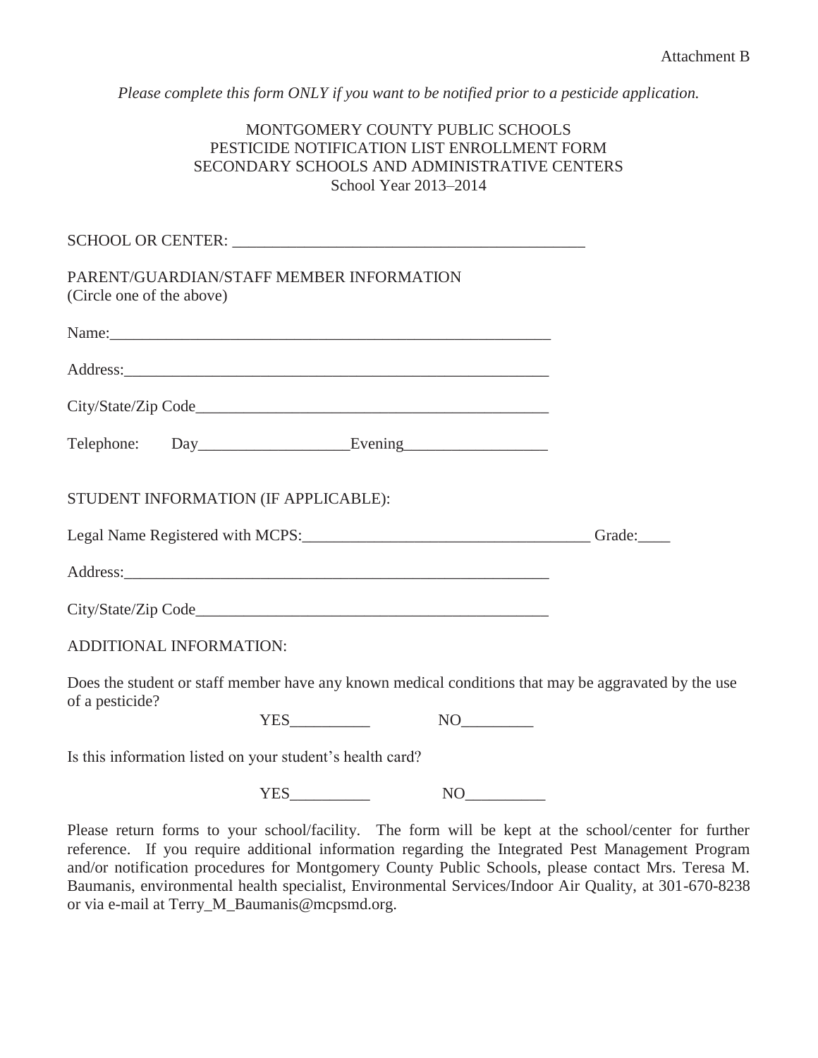Attachment B

*Please complete this form ONLY if you want to be notified prior to a pesticide application.*

MONTGOMERY COUNTY PUBLIC SCHOOLS
PESTICIDE NOTIFICATION LIST ENROLLMENT FORM
SECONDARY SCHOOLS AND ADMINISTRATIVE CENTERS
School Year 2013–2014

SCHOOL OR CENTER: _____________________________________________

PARENT/GUARDIAN/STAFF MEMBER INFORMATION
(Circle one of the above)

Name:________________________________________________________

Address:______________________________________________________

City/State/Zip Code_____________________________________________

Telephone: Day___________________Evening__________________

STUDENT INFORMATION (IF APPLICABLE):

Legal Name Registered with MCPS:____________________________________ Grade:____

Address:______________________________________________________

City/State/Zip Code_____________________________________________

ADDITIONAL INFORMATION:

Does the student or staff member have any known medical conditions that may be aggravated by the use of a pesticide?

YES__________ NO_________

Is this information listed on your student's health card?

YES__________ NO__________

Please return forms to your school/facility. The form will be kept at the school/center for further reference. If you require additional information regarding the Integrated Pest Management Program and/or notification procedures for Montgomery County Public Schools, please contact Mrs. Teresa M. Baumanis, environmental health specialist, Environmental Services/Indoor Air Quality, at 301-670-8238 or via e-mail at Terry_M_Baumanis@mcpsmd.org.